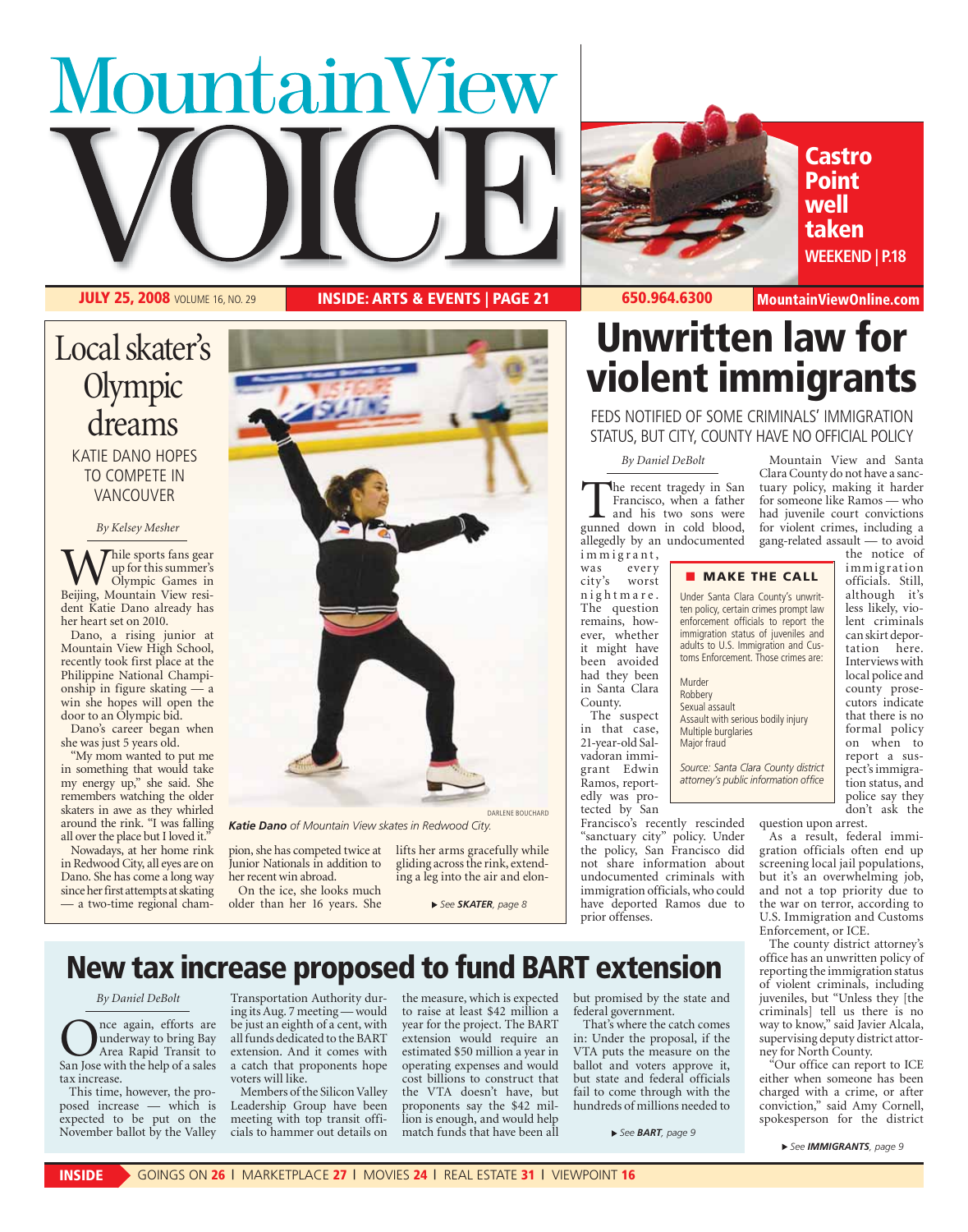# Mountain View VOICE

**Castro Point well taken**
**WEEKEND | P.18**

**JULY 25, 2008** VOLUME 16, NO. 29 | **INSIDE: ARTS & EVENTS | PAGE 21** | **650.964.6300** | **MountainViewOnline.com**

## Local skater's Olympic dreams

KATIE DANO HOPES TO COMPETE IN VANCOUVER

*By Kelsey Mesher*

While sports fans gear up for this summer's Olympic Games in Beijing, Mountain View resident Katie Dano already has her heart set on 2010.

Dano, a rising junior at Mountain View High School, recently took first place at the Philippine National Championship in figure skating — a win she hopes will open the door to an Olympic bid.

Dano's career began when she was just 5 years old.

"My mom wanted to put me in something that would take my energy up," she said. She remembers watching the older skaters in awe as they whirled around the rink. "I was falling all over the place but I loved it."

Nowadays, at her home rink in Redwood City, all eyes are on Dano. She has come a long way since her first attempts at skating — a two-time regional champion, she has competed twice at Junior Nationals in addition to her recent win abroad.

On the ice, she looks much older than her 16 years. She lifts her arms gracefully while gliding across the rink, extending a leg into the air and elon-

▶ See **SKATER**, page 8

DARLENE BOUCHARD

***Katie Dano** of Mountain View skates in Redwood City.*

## Unwritten law for violent immigrants

FEDS NOTIFIED OF SOME CRIMINALS' IMMIGRATION STATUS, BUT CITY, COUNTY HAVE NO OFFICIAL POLICY

*By Daniel DeBolt*

The recent tragedy in San Francisco, when a father and his two sons were gunned down in cold blood, allegedly by an undocumented immigrant, was every city's worst nightmare. The question remains, however, whether it might have been avoided had they been in Santa Clara County.

The suspect in that case, 21-year-old Salvadoran immigrant Edwin Ramos, reportedly was protected by San Francisco's recently rescinded "sanctuary city" policy. Under the policy, San Francisco did not share information about undocumented criminals with immigration officials, who could have deported Ramos due to prior offenses.

Mountain View and Santa Clara County do not have a sanctuary policy, making it harder for someone like Ramos — who had juvenile court convictions for violent crimes, including a gang-related assault — to avoid the notice of immigration officials. Still, although it's less likely, violent criminals can skirt deportation here. Interviews with local police and county prosecutors indicate that there is no formal policy on when to report a suspect's immigration status, and police say they don't ask the question upon arrest.

As a result, federal immigration officials often end up screening local jail populations, but it's an overwhelming job, and not a top priority due to the war on terror, according to U.S. Immigration and Customs Enforcement, or ICE.

The county district attorney's office has an unwritten policy of reporting the immigration status of violent criminals, including juveniles, but "Unless they [the criminals] tell us there is no way to know," said Javier Alcala, supervising deputy district attorney for North County.

"Our office can report to ICE either when someone has been charged with a crime, or after conviction," said Amy Cornell, spokesperson for the district

▶ See **IMMIGRANTS**, page 9

> **MAKE THE CALL**
>
> Under Santa Clara County's unwritten policy, certain crimes prompt law enforcement officials to report the immigration status of juveniles and adults to U.S. Immigration and Customs Enforcement. Those crimes are:
>
> Murder
> Robbery
> Sexual assault
> Assault with serious bodily injury
> Multiple burglaries
> Major fraud
>
> *Source: Santa Clara County district attorney's public information office*

## New tax increase proposed to fund BART extension

*By Daniel DeBolt*

Once again, efforts are underway to bring Bay Area Rapid Transit to San Jose with the help of a sales tax increase.

This time, however, the proposed increase — which is expected to be put on the November ballot by the Valley Transportation Authority during its Aug. 7 meeting — would be just an eighth of a cent, with all funds dedicated to the BART extension. And it comes with a catch that proponents hope voters will like.

Members of the Silicon Valley Leadership Group have been meeting with top transit officials to hammer out details on the measure, which is expected to raise at least $42 million a year for the project. The BART extension would require an estimated $50 million a year in operating expenses and would cost billions to construct that the VTA doesn't have, but proponents say the $42 million is enough, and would help match funds that have been all but promised by the state and federal government.

That's where the catch comes in: Under the proposal, if the VTA puts the measure on the ballot and voters approve it, but state and federal officials fail to come through with the hundreds of millions needed to

▶ See **BART**, page 9

**INSIDE** GOINGS ON **26** | MARKETPLACE **27** | MOVIES **24** | REAL ESTATE **31** | VIEWPOINT **16**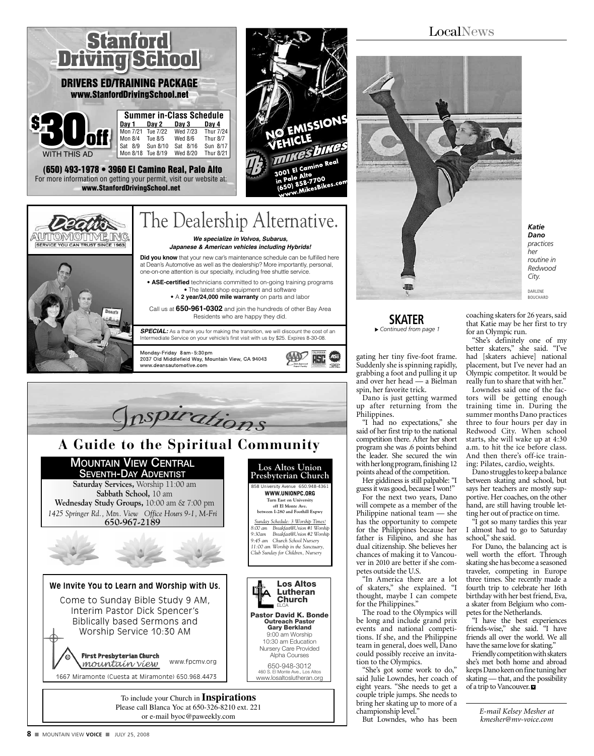# Stanford Driving School

## DRIVERS ED/TRAINING PACKAGE

www.StanfordDrivingSchool.net

**$30 off** WITH THIS AD

**Summer in-Class Schedule**

| Day 1 | Day 2 | Day 3 | Day 4 |
|---|---|---|---|
| Mon 7/21 | Tue 7/22 | Wed 7/23 | Thur 7/24 |
| Mon 8/4 | Tue 8/5 | Wed 8/6 | Thur 8/7 |
| Sat 8/9 | Sun 8/10 | Sat 8/16 | Sun 8/17 |
| Mon 8/18 | Tue 8/19 | Wed 8/20 | Thur 8/21 |

**(650) 493-1978 • 3960 El Camino Real, Palo Alto**

For more information on getting your permit, visit our website at: **www.StanfordDrivingSchool.net**

---

NO EMISSIONS VEHICLE

mike's bikes

3001 El Camino Real in Palo Alto (650) 858-7700 www.MikesBikes.com

---

Dean's AUTOMOTIVE, INC. SERVICE YOU CAN TRUST SINCE 1963

# The Dealership Alternative.

***We specialize in Volvos, Subarus, Japanese & American vehicles including Hybrids!***

**Did you know** that your new car's maintenance schedule can be fulfilled here at Dean's Automotive as well as the dealership? More importantly, personal, one-on-one attention is our specialty, including free shuttle service.

- **ASE-certified** technicians committed to on-going training programs
- The latest shop equipment and software
- A **2 year/24,000 mile warranty** on parts and labor

Call us at **650-961-0302** and join the hundreds of other Bay Area Residents who are happy they did.

***SPECIAL:*** As a thank you for making the transition, we will discount the cost of an Intermediate Service on your vehicle's first visit with us by $25. Expires 8-30-08.

Monday-Friday 8am-5:30pm
2037 Old Middlefield Way, Mountain View, CA 94043
www.deansautomotive.com

---

# *Inspirations*

## A Guide to the Spiritual Community

### MOUNTAIN VIEW CENTRAL SEVENTH-DAY ADVENTIST

**Saturday Services,** Worship 11:00 am
**Sabbath School,** 10 am
**Wednesday Study Groups,** 10:00 am & 7:00 pm
*1425 Springer Rd., Mtn. View Office Hours 9-1, M-Fri*
**650-967-2189**

### Los Altos Union Presbyterian Church

858 University Avenue 650.948-4361
**WWW.UNIONPC.ORG**
**Turn East on University off El Monte Ave. between I-280 and Foothill Expwy**

*Sunday Schedule: 3 Worship Times!*
*8:00 am Breakfast@Union #1 Worship*
*9:30am Breakfast@Union #2 Worship*
*9:45 am Church School Nursery*
*11:00 am Worship in the Sanctuary, Club Sunday for Children, Nursery*

**We Invite You to Learn and Worship with Us.**

Come to Sunday Bible Study 9 AM, Interim Pastor Dick Spencer's Biblically based Sermons and Worship Service 10:30 AM

**First Presbyterian Church** *mountain view* www.fpcmv.org

1667 Miramonte (Cuesta at Miramonte) 650.968.4473

### Los Altos Lutheran Church

ELCA

**Pastor David K. Bonde**
**Outreach Pastor Gary Berkland**
9:00 am Worship
10:30 am Education
Nursery Care Provided
Alpha Courses
650-948-3012
460 S. El Monte Ave., Los Altos
www.losaltoslutheran.org

To include your Church in **Inspirations**
Please call Blanca Yoc at 650-326-8210 ext. 221 or e-mail byoc@paweekly.com

---

*Katie Dano practices her routine in Redwood City.*

DARLENE BOUCHARD

## SKATER

*Continued from page 1*

gating her tiny five-foot frame. Suddenly she is spinning rapidly, grabbing a foot and pulling it up and over her head — a Bielman spin, her favorite trick.

Dano is just getting warmed up after returning from the Philippines.

"I had no expectations," she said of her first trip to the national competition there. After her short program she was .6 points behind the leader. She secured the win with her long program, finishing 12 points ahead of the competition.

Her giddiness is still palpable: "I guess it was good, because I won!"

For the next two years, Dano will compete as a member of the Philippine national team — she has the opportunity to compete for the Philippines because her father is Filipino, and she has dual citizenship. She believes her chances of making it to Vancouver in 2010 are better if she competes outside the U.S.

"In America there are a lot of skaters," she explained. "I thought, maybe I can compete for the Philippines."

The road to the Olympics will be long and include grand prix events and national competitions. If she, and the Philippine team in general, does well, Dano could possibly receive an invitation to the Olympics.

"She's got some work to do," said Julie Lowndes, her coach of eight years. "She needs to get a couple triple jumps. She needs to bring her skating up to more of a championship level."

But Lowndes, who has been coaching skaters for 26 years, said that Katie may be her first to try for an Olympic run.

"She's definitely one of my better skaters," she said. "I've had [skaters achieve] national placement, but I've never had an Olympic competitor. It would be really fun to share that with her."

Lowndes said one of the factors will be getting enough training time in. During the summer months Dano practices three to four hours per day in Redwood City. When school starts, she will wake up at 4:30 a.m. to hit the ice before class. And then there's off-ice training: Pilates, cardio, weights.

Dano struggles to keep a balance between skating and school, but says her teachers are mostly supportive. Her coaches, on the other hand, are still having trouble letting her out of practice on time.

"I got so many tardies this year I almost had to go to Saturday school," she said.

For Dano, the balancing act is well worth the effort. Through skating she has become a seasoned traveler, competing in Europe three times. She recently made a fourth trip to celebrate her 16th birthday with her best friend, Eva, a skater from Belgium who competes for the Netherlands.

"I have the best experiences friends-wise," she said. "I have friends all over the world. We all have the same love for skating."

Friendly competition with skaters she's met both home and abroad keeps Dano keen on fine tuning her skating — that, and the possibility of a trip to Vancouver. ■

*E-mail Kelsey Mesher at kmesher@mv-voice.com*